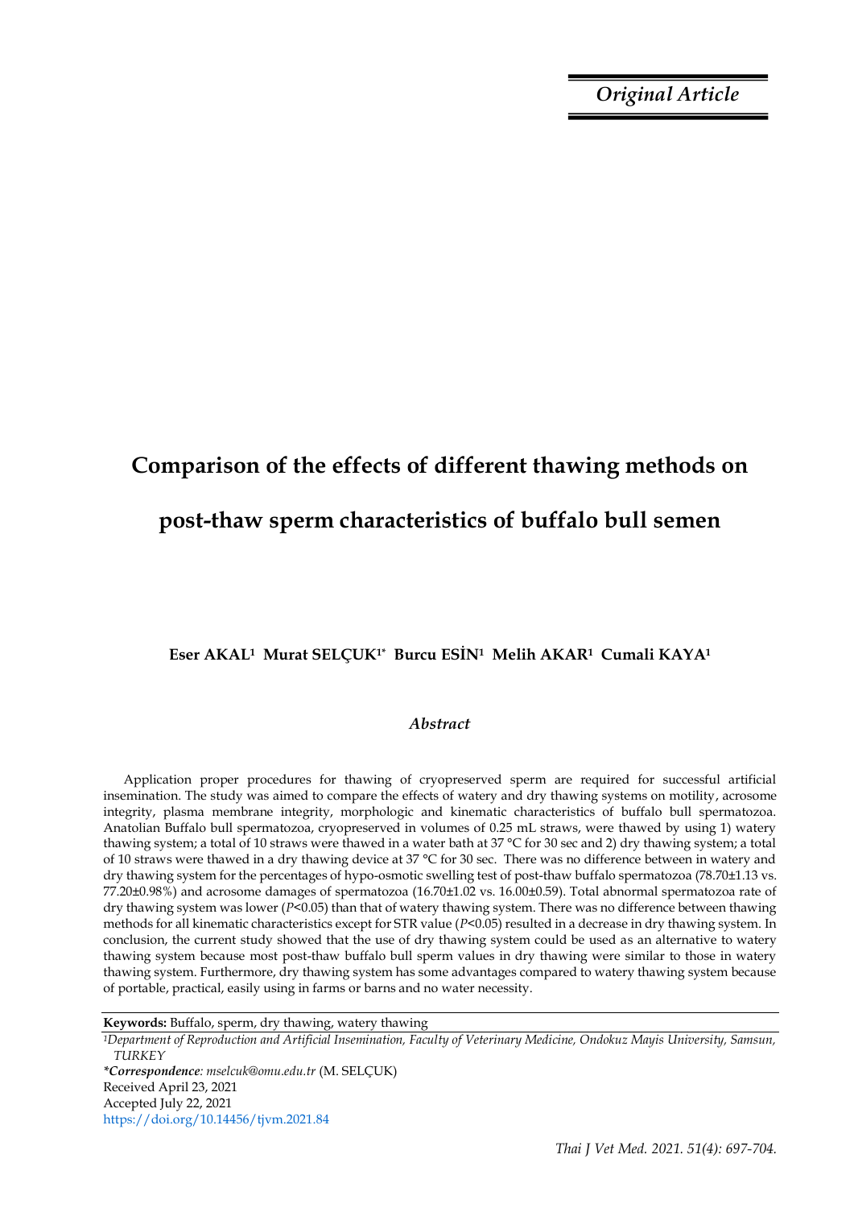*Original Article*

# Comparison of the effects of different thawing methods on post-thaw sperm characteristics of buffalo bull semen

**Eser AKAL[1] Murat SELÇUK[1*] Burcu ESİN[1] Melih AKAR[1] Cumali KAYA[1]**

### *Abstract*

Application proper procedures for thawing of cryopreserved sperm are required for successful artificial insemination. The study was aimed to compare the effects of watery and dry thawing systems on motility, acrosome integrity, plasma membrane integrity, morphologic and kinematic characteristics of buffalo bull spermatozoa. Anatolian Buffalo bull spermatozoa, cryopreserved in volumes of 0.25 mL straws, were thawed by using 1) watery thawing system; a total of 10 straws were thawed in a water bath at 37 °C for 30 sec and 2) dry thawing system; a total of 10 straws were thawed in a dry thawing device at 37 °C for 30 sec. There was no difference between in watery and dry thawing system for the percentages of hypo-osmotic swelling test of post-thaw buffalo spermatozoa (78.70±1.13 vs. 77.20±0.98%) and acrosome damages of spermatozoa (16.70±1.02 vs. 16.00±0.59). Total abnormal spermatozoa rate of dry thawing system was lower ($P<0.05$) than that of watery thawing system. There was no difference between thawing methods for all kinematic characteristics except for STR value ($P<0.05$) resulted in a decrease in dry thawing system. In conclusion, the current study showed that the use of dry thawing system could be used as an alternative to watery thawing system because most post-thaw buffalo bull sperm values in dry thawing were similar to those in watery thawing system. Furthermore, dry thawing system has some advantages compared to watery thawing system because of portable, practical, easily using in farms or barns and no water necessity.

**Keywords:** Buffalo, sperm, dry thawing, watery thawing

[1]*Department of Reproduction and Artificial Insemination, Faculty of Veterinary Medicine, Ondokuz Mayis University, Samsun, TURKEY*

**\*Correspondence**: *mselcuk@omu.edu.tr* (M. SELÇUK)

Received April 23, 2021

Accepted July 22, 2021

https://doi.org/10.14456/tjvm.2021.84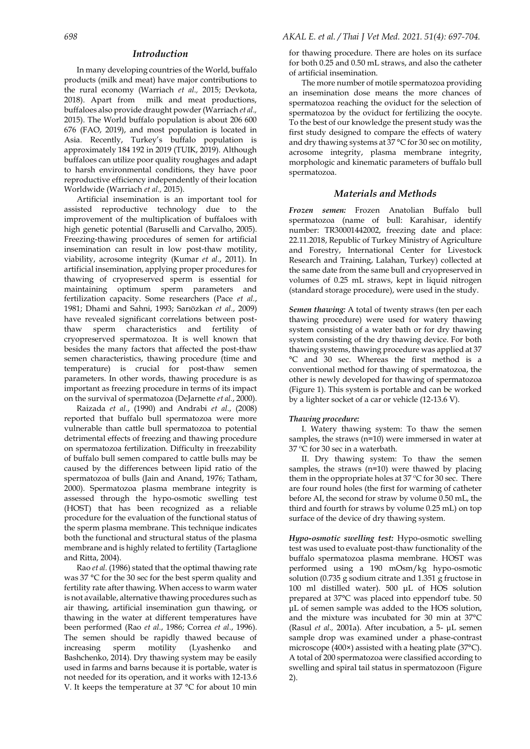## Introduction

In many developing countries of the World, buffalo products (milk and meat) have major contributions to the rural economy (Warriach *et al.,* 2015; Devkota, 2018). Apart from milk and meat productions, buffaloes also provide draught powder (Warriach *et al.,* 2015). The World buffalo population is about 206 600 676 (FAO, 2019), and most population is located in Asia. Recently, Turkey's buffalo population is approximately 184 192 in 2019 (TUIK, 2019). Although buffaloes can utilize poor quality roughages and adapt to harsh environmental conditions, they have poor reproductive efficiency independently of their location Worldwide (Warriach *et al.,* 2015).

Artificial insemination is an important tool for assisted reproductive technology due to the improvement of the multiplication of buffaloes with high genetic potential (Baruselli and Carvalho, 2005). Freezing-thawing procedures of semen for artificial insemination can result in low post-thaw motility, viability, acrosome integrity (Kumar *et al.*, 2011). In artificial insemination, applying proper procedures for thawing of cryopreserved sperm is essential for maintaining optimum sperm parameters and fertilization capacity. Some researchers (Pace *et al.*, 1981; Dhami and Sahni, 1993; Sarıözkan *et al.*, 2009) have revealed significant correlations between post-thaw sperm characteristics and fertility of cryopreserved spermatozoa. It is well known that besides the many factors that affected the post-thaw semen characteristics, thawing procedure (time and temperature) is crucial for post-thaw semen parameters. In other words, thawing procedure is as important as freezing procedure in terms of its impact on the survival of spermatozoa (DeJarnette *et al.*, 2000).

Raizada *et al.*, (1990) and Andrabi *et al.*, (2008) reported that buffalo bull spermatozoa were more vulnerable than cattle bull spermatozoa to potential detrimental effects of freezing and thawing procedure on spermatozoa fertilization. Difficulty in freezability of buffalo bull semen compared to cattle bulls may be caused by the differences between lipid ratio of the spermatozoa of bulls (Jain and Anand, 1976; Tatham, 2000). Spermatozoa plasma membrane integrity is assessed through the hypo-osmotic swelling test (HOST) that has been recognized as a reliable procedure for the evaluation of the functional status of the sperm plasma membrane. This technique indicates both the functional and structural status of the plasma membrane and is highly related to fertility (Tartaglione and Ritta, 2004).

Rao *et al.* (1986) stated that the optimal thawing rate was 37 °C for the 30 sec for the best sperm quality and fertility rate after thawing. When access to warm water is not available, alternative thawing procedures such as air thawing, artificial insemination gun thawing, or thawing in the water at different temperatures have been performed (Rao *et al.*, 1986; Correa *et al.*, 1996). The semen should be rapidly thawed because of increasing sperm motility (Lyashenko and Bashchenko, 2014). Dry thawing system may be easily used in farms and barns because it is portable, water is not needed for its operation, and it works with 12-13.6 V. It keeps the temperature at 37 °C for about 10 min for thawing procedure. There are holes on its surface for both 0.25 and 0.50 mL straws, and also the catheter of artificial insemination.

The more number of motile spermatozoa providing an insemination dose means the more chances of spermatozoa reaching the oviduct for the selection of spermatozoa by the oviduct for fertilizing the oocyte. To the best of our knowledge the present study was the first study designed to compare the effects of watery and dry thawing systems at 37 °C for 30 sec on motility, acrosome integrity, plasma membrane integrity, morphologic and kinematic parameters of buffalo bull spermatozoa.

## Materials and Methods

***Frozen semen:*** Frozen Anatolian Buffalo bull spermatozoa (name of bull: Karahisar, identify number: TR30001442002, freezing date and place: 22.11.2018, Republic of Turkey Ministry of Agriculture and Forestry, International Center for Livestock Research and Training, Lalahan, Turkey) collected at the same date from the same bull and cryopreserved in volumes of 0.25 mL straws, kept in liquid nitrogen (standard storage procedure), were used in the study.

***Semen thawing:*** A total of twenty straws (ten per each thawing procedure) were used for watery thawing system consisting of a water bath or for dry thawing system consisting of the dry thawing device. For both thawing systems, thawing procedure was applied at 37 °C and 30 sec. Whereas the first method is a conventional method for thawing of spermatozoa, the other is newly developed for thawing of spermatozoa (Figure 1). This system is portable and can be worked by a lighter socket of a car or vehicle (12-13.6 V).

***Thawing procedure:***

I. Watery thawing system: To thaw the semen samples, the straws (n=10) were immersed in water at 37 °C for 30 sec in a waterbath.

II. Dry thawing system: To thaw the semen samples, the straws (n=10) were thawed by placing them in the oppropriate holes at 37 °C for 30 sec. There are four round holes (the first for warming of catheter before AI, the second for straw by volume 0.50 mL, the third and fourth for straws by volume 0.25 mL) on top surface of the device of dry thawing system.

***Hypo-osmotic swelling test:*** Hypo-osmotic swelling test was used to evaluate post-thaw functionality of the buffalo spermatozoa plasma membrane. HOST was performed using a 190 mOsm/kg hypo-osmotic solution (0.735 g sodium citrate and 1.351 g fructose in 100 ml distilled water). 500 µL of HOS solution prepared at 37°C was placed into eppendorf tube. 50 µL of semen sample was added to the HOS solution, and the mixture was incubated for 30 min at 37°C (Rasul *et al.,* 2001a). After incubation, a 5- µL semen sample drop was examined under a phase-contrast microscope (400×) assisted with a heating plate (37°C). A total of 200 spermatozoa were classified according to swelling and spiral tail status in spermatozoon (Figure 2).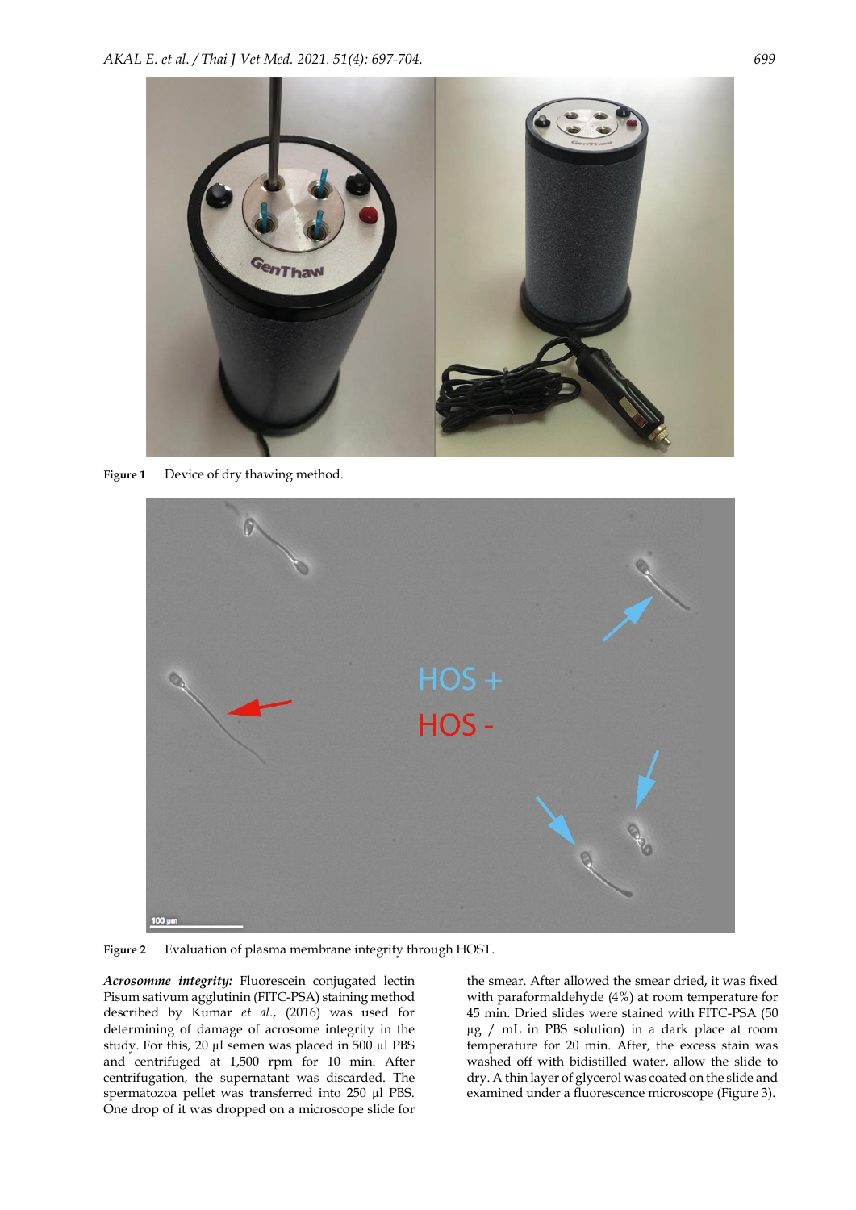Figure 1 Device of dry thawing method.

Figure 2 Evaluation of plasma membrane integrity through HOST.

***Acrosomme integrity:*** Fluorescein conjugated lectin Pisum sativum agglutinin (FITC-PSA) staining method described by Kumar *et al.*, (2016) was used for determining of damage of acrosome integrity in the study. For this, 20 µl semen was placed in 500 µl PBS and centrifuged at 1,500 rpm for 10 min. After centrifugation, the supernatant was discarded. The spermatozoa pellet was transferred into 250 µl PBS. One drop of it was dropped on a microscope slide for the smear. After allowed the smear dried, it was fixed with paraformaldehyde (4%) at room temperature for 45 min. Dried slides were stained with FITC-PSA (50 µg / mL in PBS solution) in a dark place at room temperature for 20 min. After, the excess stain was washed off with bidistilled water, allow the slide to dry. A thin layer of glycerol was coated on the slide and examined under a fluorescence microscope (Figure 3).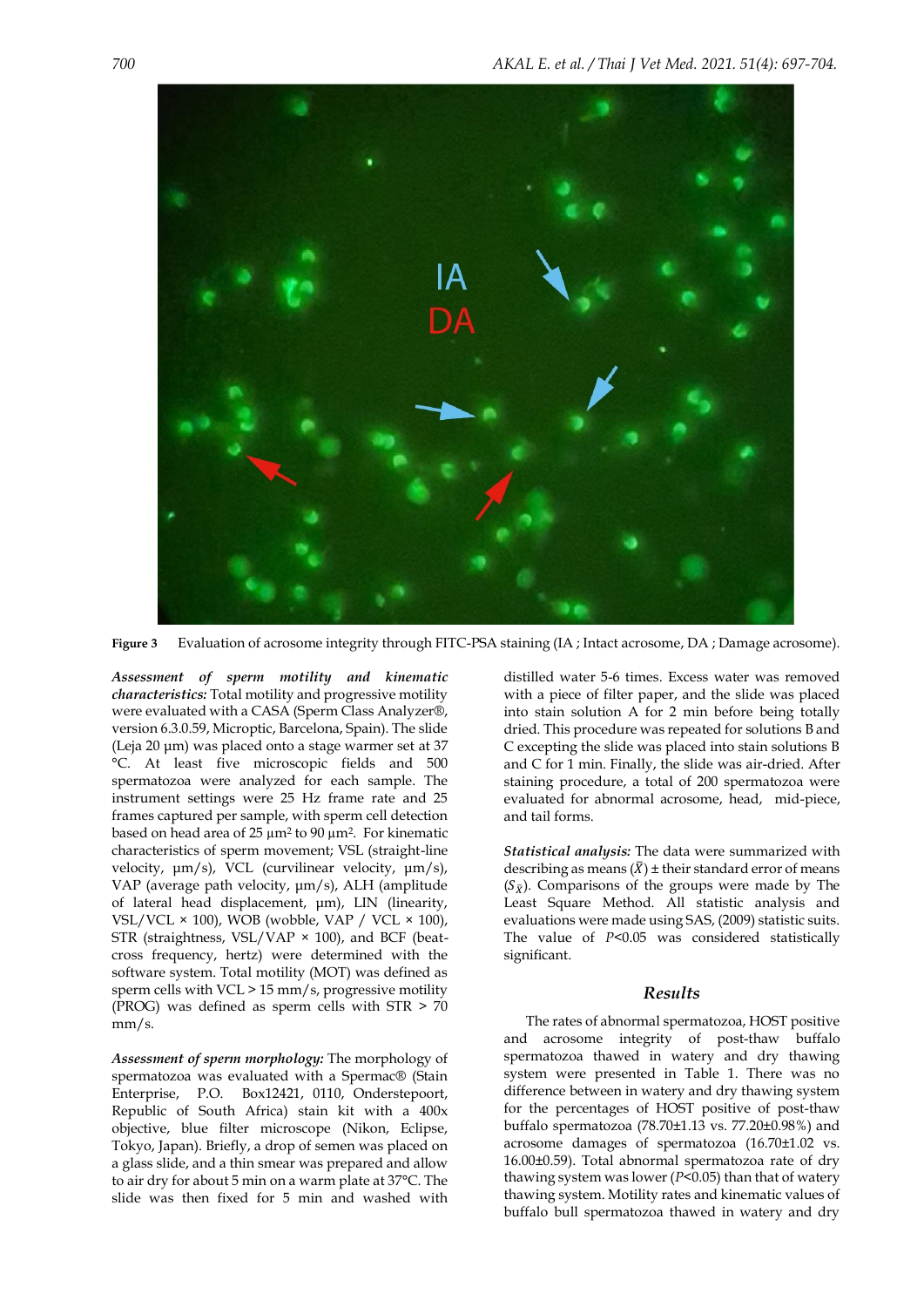Figure 3 Evaluation of acrosome integrity through FITC-PSA staining (IA ; Intact acrosome, DA ; Damage acrosome).

***Assessment of sperm motility and kinematic characteristics:*** Total motility and progressive motility were evaluated with a CASA (Sperm Class Analyzer®, version 6.3.0.59, Microptic, Barcelona, Spain). The slide (Leja 20 µm) was placed onto a stage warmer set at 37 °C. At least five microscopic fields and 500 spermatozoa were analyzed for each sample. The instrument settings were 25 Hz frame rate and 25 frames captured per sample, with sperm cell detection based on head area of 25 µm² to 90 µm². For kinematic characteristics of sperm movement; VSL (straight-line velocity, µm/s), VCL (curvilinear velocity, µm/s), VAP (average path velocity, µm/s), ALH (amplitude of lateral head displacement, µm), LIN (linearity, VSL/VCL × 100), WOB (wobble, VAP / VCL × 100), STR (straightness, VSL/VAP × 100), and BCF (beat-cross frequency, hertz) were determined with the software system. Total motility (MOT) was defined as sperm cells with VCL > 15 mm/s, progressive motility (PROG) was defined as sperm cells with STR > 70 mm/s.

***Assessment of sperm morphology:*** The morphology of spermatozoa was evaluated with a Spermac® (Stain Enterprise, P.O. Box12421, 0110, Onderstepoort, Republic of South Africa) stain kit with a 400x objective, blue filter microscope (Nikon, Eclipse, Tokyo, Japan). Briefly, a drop of semen was placed on a glass slide, and a thin smear was prepared and allow to air dry for about 5 min on a warm plate at 37°C. The slide was then fixed for 5 min and washed with distilled water 5-6 times. Excess water was removed with a piece of filter paper, and the slide was placed into stain solution A for 2 min before being totally dried. This procedure was repeated for solutions B and C excepting the slide was placed into stain solutions B and C for 1 min. Finally, the slide was air-dried. After staining procedure, a total of 200 spermatozoa were evaluated for abnormal acrosome, head, mid-piece, and tail forms.

***Statistical analysis:*** The data were summarized with describing as means ($\bar{X}$) ± their standard error of means ($S_{\bar{X}}$). Comparisons of the groups were made by The Least Square Method. All statistic analysis and evaluations were made using SAS, (2009) statistic suits. The value of $P<0.05$ was considered statistically significant.

## Results

The rates of abnormal spermatozoa, HOST positive and acrosome integrity of post-thaw buffalo spermatozoa thawed in watery and dry thawing system were presented in Table 1. There was no difference between in watery and dry thawing system for the percentages of HOST positive of post-thaw buffalo spermatozoa (78.70±1.13 vs. 77.20±0.98%) and acrosome damages of spermatozoa (16.70±1.02 vs. 16.00±0.59). Total abnormal spermatozoa rate of dry thawing system was lower ($P<0.05$) than that of watery thawing system. Motility rates and kinematic values of buffalo bull spermatozoa thawed in watery and dry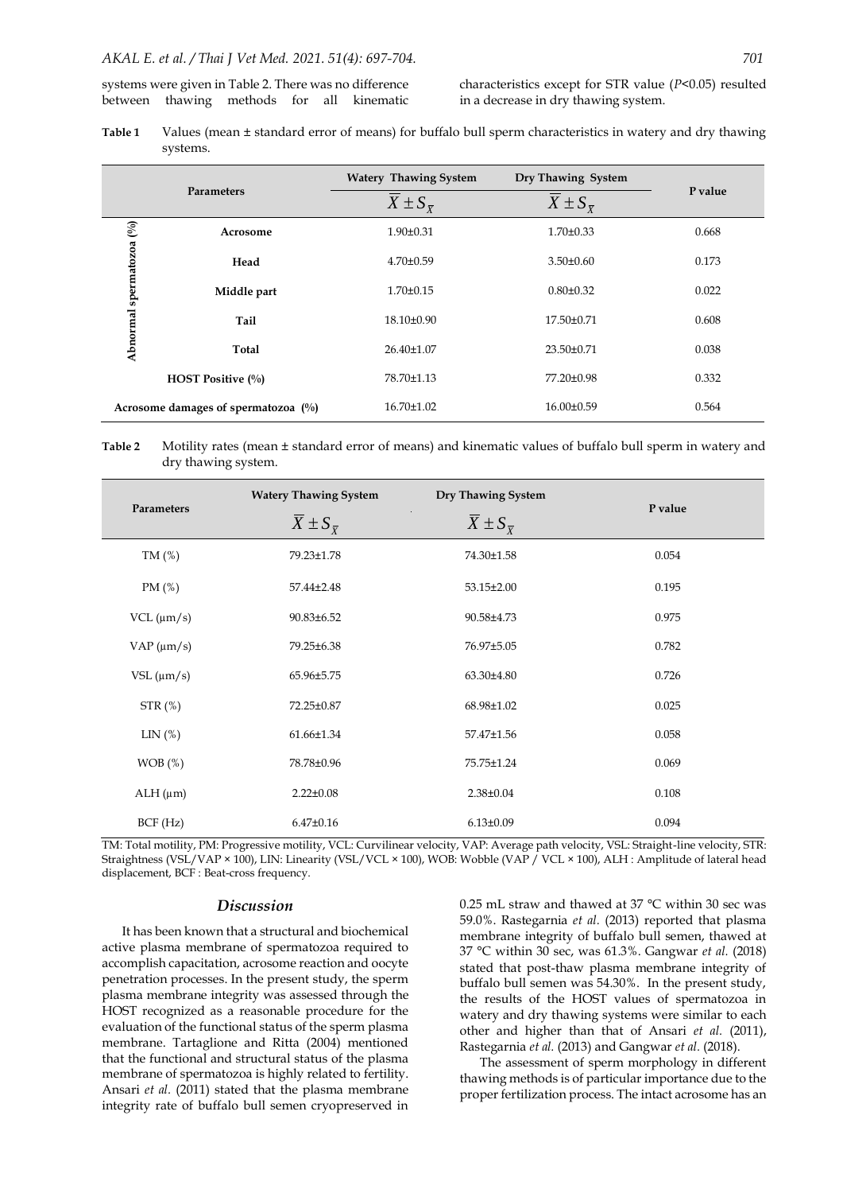systems were given in Table 2. There was no difference between thawing methods for all kinematic characteristics except for STR value ($P$<0.05) resulted in a decrease in dry thawing system.

**Table 1** Values (mean ± standard error of means) for buffalo bull sperm characteristics in watery and dry thawing systems.

| Parameters | | Watery Thawing System $\overline{X} \pm S_{\overline{X}}$ | Dry Thawing System $\overline{X} \pm S_{\overline{X}}$ | P value |
|---|---|---|---|---|
| Abnormal spermatozoa (%) | Acrosome | 1.90±0.31 | 1.70±0.33 | 0.668 |
| | Head | 4.70±0.59 | 3.50±0.60 | 0.173 |
| | Middle part | 1.70±0.15 | 0.80±0.32 | 0.022 |
| | Tail | 18.10±0.90 | 17.50±0.71 | 0.608 |
| | Total | 26.40±1.07 | 23.50±0.71 | 0.038 |
| HOST Positive (%) | | 78.70±1.13 | 77.20±0.98 | 0.332 |
| Acrosome damages of spermatozoa (%) | | 16.70±1.02 | 16.00±0.59 | 0.564 |

**Table 2** Motility rates (mean ± standard error of means) and kinematic values of buffalo bull sperm in watery and dry thawing system.

| Parameters | Watery Thawing System $\overline{X} \pm S_{\overline{X}}$ | Dry Thawing System $\overline{X} \pm S_{\overline{X}}$ | P value |
|---|---|---|---|
| TM (%) | 79.23±1.78 | 74.30±1.58 | 0.054 |
| PM (%) | 57.44±2.48 | 53.15±2.00 | 0.195 |
| VCL (µm/s) | 90.83±6.52 | 90.58±4.73 | 0.975 |
| VAP (µm/s) | 79.25±6.38 | 76.97±5.05 | 0.782 |
| VSL (µm/s) | 65.96±5.75 | 63.30±4.80 | 0.726 |
| STR (%) | 72.25±0.87 | 68.98±1.02 | 0.025 |
| LIN (%) | 61.66±1.34 | 57.47±1.56 | 0.058 |
| WOB (%) | 78.78±0.96 | 75.75±1.24 | 0.069 |
| ALH (µm) | 2.22±0.08 | 2.38±0.04 | 0.108 |
| BCF (Hz) | 6.47±0.16 | 6.13±0.09 | 0.094 |

TM: Total motility, PM: Progressive motility, VCL: Curvilinear velocity, VAP: Average path velocity, VSL: Straight-line velocity, STR: Straightness (VSL/VAP × 100), LIN: Linearity (VSL/VCL × 100), WOB: Wobble (VAP / VCL × 100), ALH : Amplitude of lateral head displacement, BCF : Beat-cross frequency.

## Discussion

It has been known that a structural and biochemical active plasma membrane of spermatozoa required to accomplish capacitation, acrosome reaction and oocyte penetration processes. In the present study, the sperm plasma membrane integrity was assessed through the HOST recognized as a reasonable procedure for the evaluation of the functional status of the sperm plasma membrane. Tartaglione and Ritta (2004) mentioned that the functional and structural status of the plasma membrane of spermatozoa is highly related to fertility. Ansari *et al.* (2011) stated that the plasma membrane integrity rate of buffalo bull semen cryopreserved in 0.25 mL straw and thawed at 37 °C within 30 sec was 59.0%. Rastegarnia *et al.* (2013) reported that plasma membrane integrity of buffalo bull semen, thawed at 37 °C within 30 sec, was 61.3%. Gangwar *et al.* (2018) stated that post-thaw plasma membrane integrity of buffalo bull semen was 54.30%. In the present study, the results of the HOST values of spermatozoa in watery and dry thawing systems were similar to each other and higher than that of Ansari *et al.* (2011), Rastegarnia *et al.* (2013) and Gangwar *et al.* (2018).

The assessment of sperm morphology in different thawing methods is of particular importance due to the proper fertilization process. The intact acrosome has an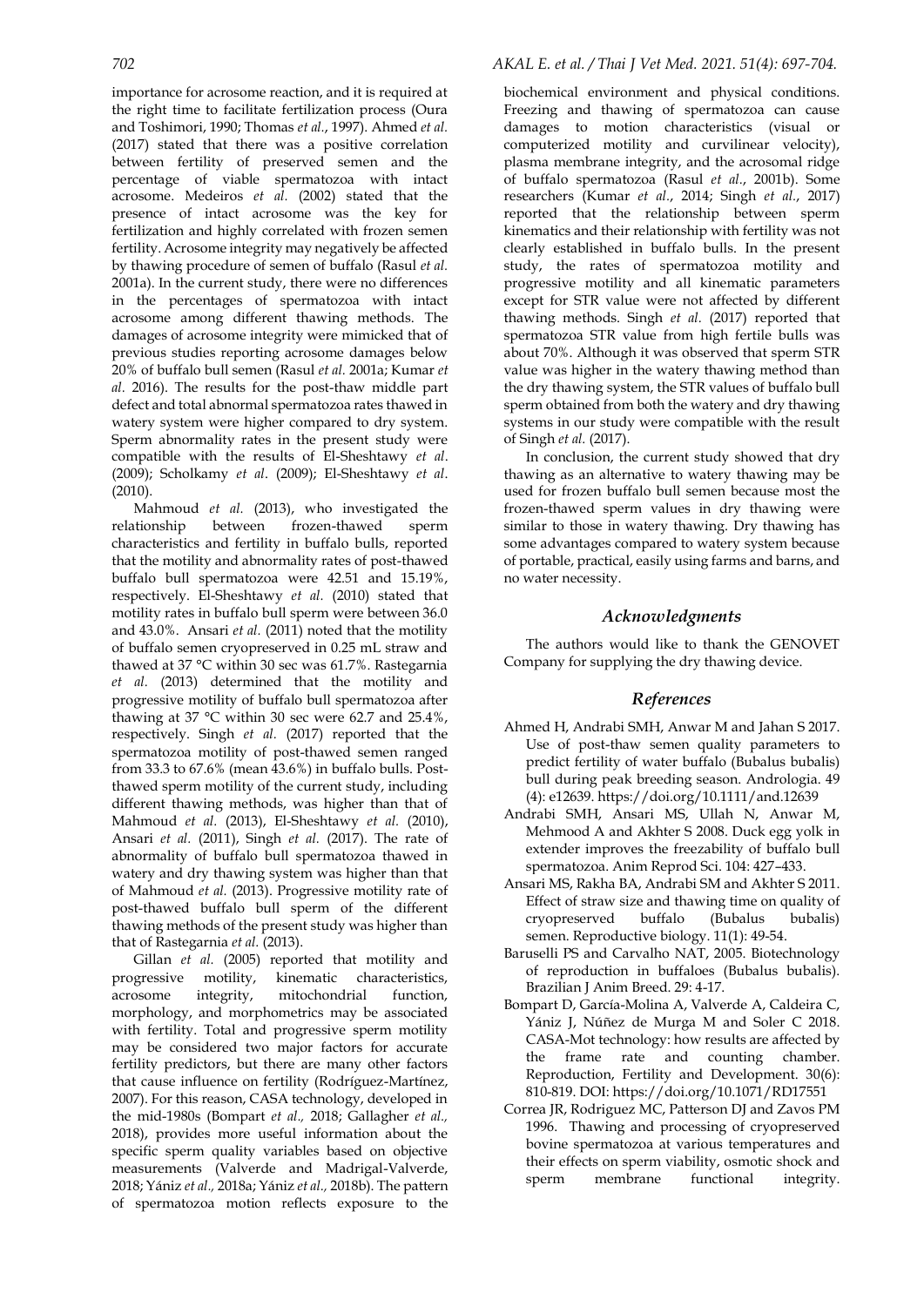importance for acrosome reaction, and it is required at the right time to facilitate fertilization process (Oura and Toshimori, 1990; Thomas *et al.*, 1997). Ahmed *et al.* (2017) stated that there was a positive correlation between fertility of preserved semen and the percentage of viable spermatozoa with intact acrosome. Medeiros *et al.* (2002) stated that the presence of intact acrosome was the key for fertilization and highly correlated with frozen semen fertility. Acrosome integrity may negatively be affected by thawing procedure of semen of buffalo (Rasul *et al.* 2001a). In the current study, there were no differences in the percentages of spermatozoa with intact acrosome among different thawing methods. The damages of acrosome integrity were mimicked that of previous studies reporting acrosome damages below 20% of buffalo bull semen (Rasul *et al.* 2001a; Kumar *et al*. 2016). The results for the post-thaw middle part defect and total abnormal spermatozoa rates thawed in watery system were higher compared to dry system. Sperm abnormality rates in the present study were compatible with the results of El-Sheshtawy *et al*. (2009); Scholkamy *et al*. (2009); El-Sheshtawy *et al*. (2010).

Mahmoud *et al.* (2013), who investigated the relationship between frozen-thawed sperm characteristics and fertility in buffalo bulls, reported that the motility and abnormality rates of post-thawed buffalo bull spermatozoa were 42.51 and 15.19%, respectively. El-Sheshtawy *et al.* (2010) stated that motility rates in buffalo bull sperm were between 36.0 and 43.0%. Ansari *et al.* (2011) noted that the motility of buffalo semen cryopreserved in 0.25 mL straw and thawed at 37 °C within 30 sec was 61.7%. Rastegarnia *et al.* (2013) determined that the motility and progressive motility of buffalo bull spermatozoa after thawing at 37 °C within 30 sec were 62.7 and 25.4%, respectively. Singh *et al.* (2017) reported that the spermatozoa motility of post-thawed semen ranged from 33.3 to 67.6% (mean 43.6%) in buffalo bulls. Post-thawed sperm motility of the current study, including different thawing methods, was higher than that of Mahmoud *et al.* (2013), El-Sheshtawy *et al.* (2010), Ansari *et al.* (2011), Singh *et al.* (2017). The rate of abnormality of buffalo bull spermatozoa thawed in watery and dry thawing system was higher than that of Mahmoud *et al.* (2013). Progressive motility rate of post-thawed buffalo bull sperm of the different thawing methods of the present study was higher than that of Rastegarnia *et al.* (2013).

Gillan *et al.* (2005) reported that motility and progressive motility, kinematic characteristics, acrosome integrity, mitochondrial function, morphology, and morphometrics may be associated with fertility. Total and progressive sperm motility may be considered two major factors for accurate fertility predictors, but there are many other factors that cause influence on fertility (Rodríguez-Martínez, 2007). For this reason, CASA technology, developed in the mid-1980s (Bompart *et al.,* 2018; Gallagher *et al.,* 2018), provides more useful information about the specific sperm quality variables based on objective measurements (Valverde and Madrigal-Valverde, 2018; Yániz *et al.,* 2018a; Yániz *et al.,* 2018b). The pattern of spermatozoa motion reflects exposure to the biochemical environment and physical conditions. Freezing and thawing of spermatozoa can cause damages to motion characteristics (visual or computerized motility and curvilinear velocity), plasma membrane integrity, and the acrosomal ridge of buffalo spermatozoa (Rasul *et al.*, 2001b). Some researchers (Kumar *et al.*, 2014; Singh *et al.*, 2017) reported that the relationship between sperm kinematics and their relationship with fertility was not clearly established in buffalo bulls. In the present study, the rates of spermatozoa motility and progressive motility and all kinematic parameters except for STR value were not affected by different thawing methods. Singh *et al.* (2017) reported that spermatozoa STR value from high fertile bulls was about 70%. Although it was observed that sperm STR value was higher in the watery thawing method than the dry thawing system, the STR values of buffalo bull sperm obtained from both the watery and dry thawing systems in our study were compatible with the result of Singh *et al.* (2017).

In conclusion, the current study showed that dry thawing as an alternative to watery thawing may be used for frozen buffalo bull semen because most the frozen-thawed sperm values in dry thawing were similar to those in watery thawing. Dry thawing has some advantages compared to watery system because of portable, practical, easily using farms and barns, and no water necessity.

## Acknowledgments

The authors would like to thank the GENOVET Company for supplying the dry thawing device.

## References

Ahmed H, Andrabi SMH, Anwar M and Jahan S 2017. Use of post-thaw semen quality parameters to predict fertility of water buffalo (Bubalus bubalis) bull during peak breeding season. Andrologia. 49 (4): e12639. https://doi.org/10.1111/and.12639

Andrabi SMH, Ansari MS, Ullah N, Anwar M, Mehmood A and Akhter S 2008. Duck egg yolk in extender improves the freezability of buffalo bull spermatozoa. Anim Reprod Sci. 104: 427–433.

Ansari MS, Rakha BA, Andrabi SM and Akhter S 2011. Effect of straw size and thawing time on quality of cryopreserved buffalo (Bubalus bubalis) semen. Reproductive biology. 11(1): 49-54.

Baruselli PS and Carvalho NAT, 2005. Biotechnology of reproduction in buffaloes (Bubalus bubalis). Brazilian J Anim Breed. 29: 4-17.

Bompart D, García-Molina A, Valverde A, Caldeira C, Yániz J, Núñez de Murga M and Soler C 2018. CASA-Mot technology: how results are affected by the frame rate and counting chamber. Reproduction, Fertility and Development. 30(6): 810-819. DOI: https://doi.org/10.1071/RD17551

Correa JR, Rodriguez MC, Patterson DJ and Zavos PM 1996. Thawing and processing of cryopreserved bovine spermatozoa at various temperatures and their effects on sperm viability, osmotic shock and sperm membrane functional integrity.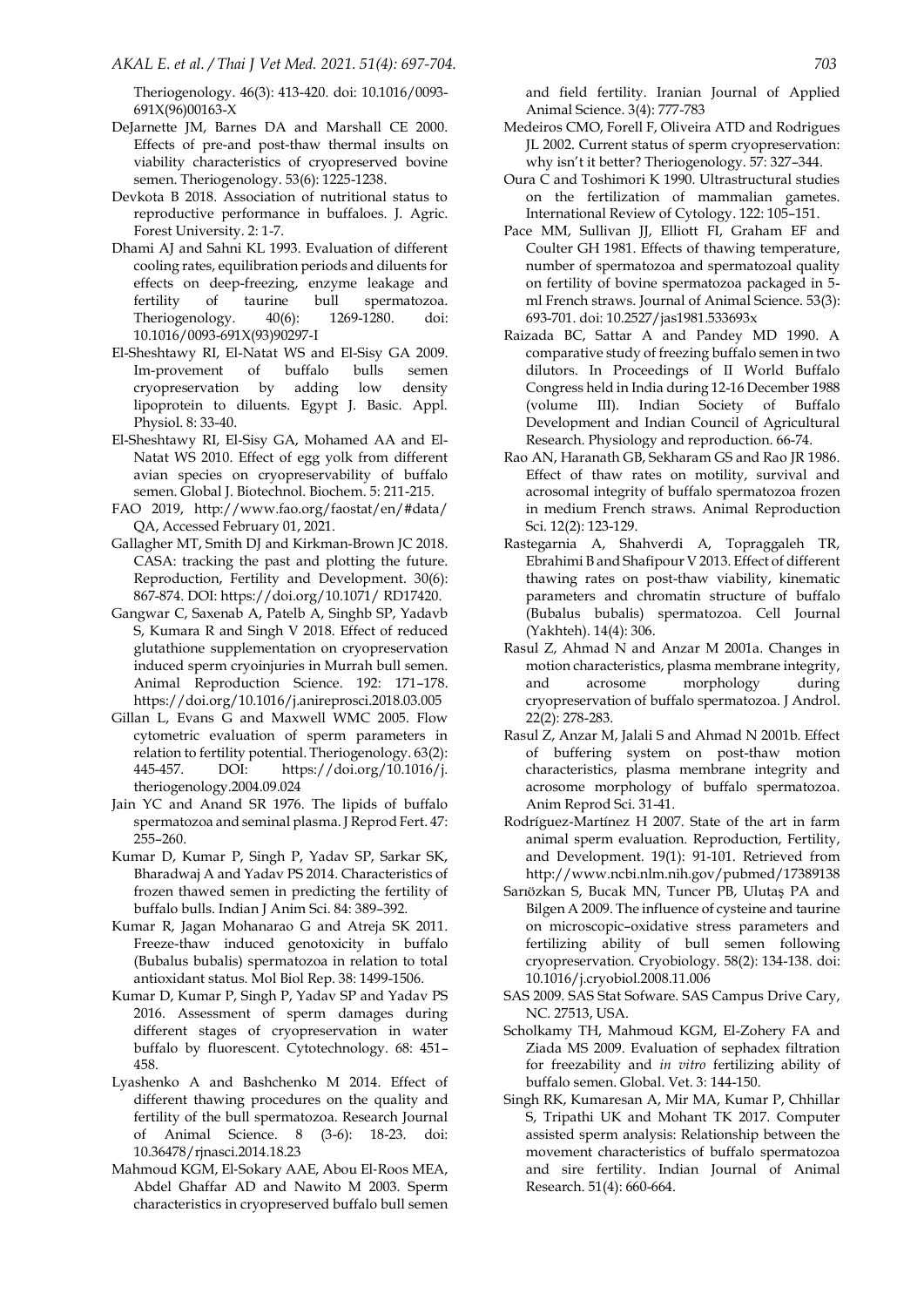Theriogenology. 46(3): 413-420. doi: 10.1016/0093-691X(96)00163-X

DeJarnette JM, Barnes DA and Marshall CE 2000. Effects of pre-and post-thaw thermal insults on viability characteristics of cryopreserved bovine semen. Theriogenology. 53(6): 1225-1238.

Devkota B 2018. Association of nutritional status to reproductive performance in buffaloes. J. Agric. Forest University. 2: 1-7.

Dhami AJ and Sahni KL 1993. Evaluation of different cooling rates, equilibration periods and diluents for effects on deep-freezing, enzyme leakage and fertility of taurine bull spermatozoa. Theriogenology. 40(6): 1269-1280. doi: 10.1016/0093-691X(93)90297-I

El-Sheshtawy RI, El-Natat WS and El-Sisy GA 2009. Im-provement of buffalo bulls semen cryopreservation by adding low density lipoprotein to diluents. Egypt J. Basic. Appl. Physiol. 8: 33-40.

El-Sheshtawy RI, El-Sisy GA, Mohamed AA and El-Natat WS 2010. Effect of egg yolk from different avian species on cryopreservability of buffalo semen. Global J. Biotechnol. Biochem. 5: 211-215.

FAO 2019, http://www.fao.org/faostat/en/#data/QA, Accessed February 01, 2021.

Gallagher MT, Smith DJ and Kirkman-Brown JC 2018. CASA: tracking the past and plotting the future. Reproduction, Fertility and Development. 30(6): 867-874. DOI: https://doi.org/10.1071/ RD17420.

Gangwar C, Saxenab A, Patelb A, Singhb SP, Yadavb S, Kumara R and Singh V 2018. Effect of reduced glutathione supplementation on cryopreservation induced sperm cryoinjuries in Murrah bull semen. Animal Reproduction Science. 192: 171–178. https://doi.org/10.1016/j.anireprosci.2018.03.005

Gillan L, Evans G and Maxwell WMC 2005. Flow cytometric evaluation of sperm parameters in relation to fertility potential. Theriogenology. 63(2): 445-457. DOI: https://doi.org/10.1016/j.theriogenology.2004.09.024

Jain YC and Anand SR 1976. The lipids of buffalo spermatozoa and seminal plasma. J Reprod Fert. 47: 255–260.

Kumar D, Kumar P, Singh P, Yadav SP, Sarkar SK, Bharadwaj A and Yadav PS 2014. Characteristics of frozen thawed semen in predicting the fertility of buffalo bulls. Indian J Anim Sci. 84: 389–392.

Kumar R, Jagan Mohanarao G and Atreja SK 2011. Freeze-thaw induced genotoxicity in buffalo (Bubalus bubalis) spermatozoa in relation to total antioxidant status. Mol Biol Rep. 38: 1499-1506.

Kumar D, Kumar P, Singh P, Yadav SP and Yadav PS 2016. Assessment of sperm damages during different stages of cryopreservation in water buffalo by fluorescent. Cytotechnology. 68: 451–458.

Lyashenko A and Bashchenko M 2014. Effect of different thawing procedures on the quality and fertility of the bull spermatozoa. Research Journal of Animal Science. 8 (3-6): 18-23. doi: 10.36478/rjnasci.2014.18.23

Mahmoud KGM, El-Sokary AAE, Abou El-Roos MEA, Abdel Ghaffar AD and Nawito M 2003. Sperm characteristics in cryopreserved buffalo bull semen and field fertility. Iranian Journal of Applied Animal Science. 3(4): 777-783

Medeiros CMO, Forell F, Oliveira ATD and Rodrigues JL 2002. Current status of sperm cryopreservation: why isn't it better? Theriogenology. 57: 327–344.

Oura C and Toshimori K 1990. Ultrastructural studies on the fertilization of mammalian gametes. International Review of Cytology. 122: 105–151.

Pace MM, Sullivan JJ, Elliott FI, Graham EF and Coulter GH 1981. Effects of thawing temperature, number of spermatozoa and spermatozoal quality on fertility of bovine spermatozoa packaged in 5-ml French straws. Journal of Animal Science. 53(3): 693-701. doi: 10.2527/jas1981.533693x

Raizada BC, Sattar A and Pandey MD 1990. A comparative study of freezing buffalo semen in two dilutors. In Proceedings of II World Buffalo Congress held in India during 12-16 December 1988 (volume III). Indian Society of Buffalo Development and Indian Council of Agricultural Research. Physiology and reproduction. 66-74.

Rao AN, Haranath GB, Sekharam GS and Rao JR 1986. Effect of thaw rates on motility, survival and acrosomal integrity of buffalo spermatozoa frozen in medium French straws. Animal Reproduction Sci. 12(2): 123-129.

Rastegarnia A, Shahverdi A, Topraggaleh TR, Ebrahimi B and Shafipour V 2013. Effect of different thawing rates on post-thaw viability, kinematic parameters and chromatin structure of buffalo (Bubalus bubalis) spermatozoa. Cell Journal (Yakhteh). 14(4): 306.

Rasul Z, Ahmad N and Anzar M 2001a. Changes in motion characteristics, plasma membrane integrity, and acrosome morphology during cryopreservation of buffalo spermatozoa. J Androl. 22(2): 278-283.

Rasul Z, Anzar M, Jalali S and Ahmad N 2001b. Effect of buffering system on post-thaw motion characteristics, plasma membrane integrity and acrosome morphology of buffalo spermatozoa. Anim Reprod Sci. 31-41.

Rodríguez-Martínez H 2007. State of the art in farm animal sperm evaluation. Reproduction, Fertility, and Development. 19(1): 91-101. Retrieved from http://www.ncbi.nlm.nih.gov/pubmed/17389138

Sarıözkan S, Bucak MN, Tuncer PB, Ulutaş PA and Bilgen A 2009. The influence of cysteine and taurine on microscopic–oxidative stress parameters and fertilizing ability of bull semen following cryopreservation. Cryobiology. 58(2): 134-138. doi: 10.1016/j.cryobiol.2008.11.006

SAS 2009. SAS Stat Sofware. SAS Campus Drive Cary, NC. 27513, USA.

Scholkamy TH, Mahmoud KGM, El-Zohery FA and Ziada MS 2009. Evaluation of sephadex filtration for freezability and *in vitro* fertilizing ability of buffalo semen. Global. Vet. 3: 144-150.

Singh RK, Kumaresan A, Mir MA, Kumar P, Chhillar S, Tripathi UK and Mohant TK 2017. Computer assisted sperm analysis: Relationship between the movement characteristics of buffalo spermatozoa and sire fertility. Indian Journal of Animal Research. 51(4): 660-664.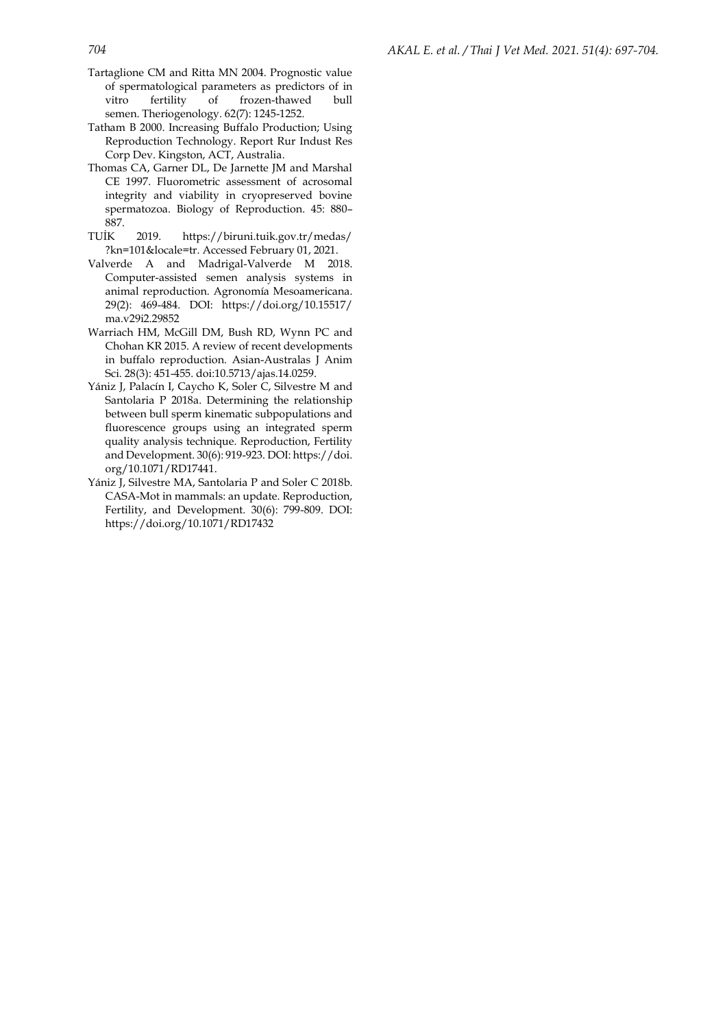Tartaglione CM and Ritta MN 2004. Prognostic value of spermatological parameters as predictors of in vitro fertility of frozen-thawed bull semen. Theriogenology. 62(7): 1245-1252.

Tatham B 2000. Increasing Buffalo Production; Using Reproduction Technology. Report Rur Indust Res Corp Dev. Kingston, ACT, Australia.

Thomas CA, Garner DL, De Jarnette JM and Marshal CE 1997. Fluorometric assessment of acrosomal integrity and viability in cryopreserved bovine spermatozoa. Biology of Reproduction. 45: 880–887.

TUİK 2019. https://biruni.tuik.gov.tr/medas/?kn=101&locale=tr. Accessed February 01, 2021.

Valverde A and Madrigal-Valverde M 2018. Computer-assisted semen analysis systems in animal reproduction. Agronomía Mesoamericana. 29(2): 469-484. DOI: https://doi.org/10.15517/ma.v29i2.29852

Warriach HM, McGill DM, Bush RD, Wynn PC and Chohan KR 2015. A review of recent developments in buffalo reproduction. Asian-Australas J Anim Sci. 28(3): 451-455. doi:10.5713/ajas.14.0259.

Yániz J, Palacín I, Caycho K, Soler C, Silvestre M and Santolaria P 2018a. Determining the relationship between bull sperm kinematic subpopulations and fluorescence groups using an integrated sperm quality analysis technique. Reproduction, Fertility and Development. 30(6): 919-923. DOI: https://doi.org/10.1071/RD17441.

Yániz J, Silvestre MA, Santolaria P and Soler C 2018b. CASA-Mot in mammals: an update. Reproduction, Fertility, and Development. 30(6): 799-809. DOI: https://doi.org/10.1071/RD17432